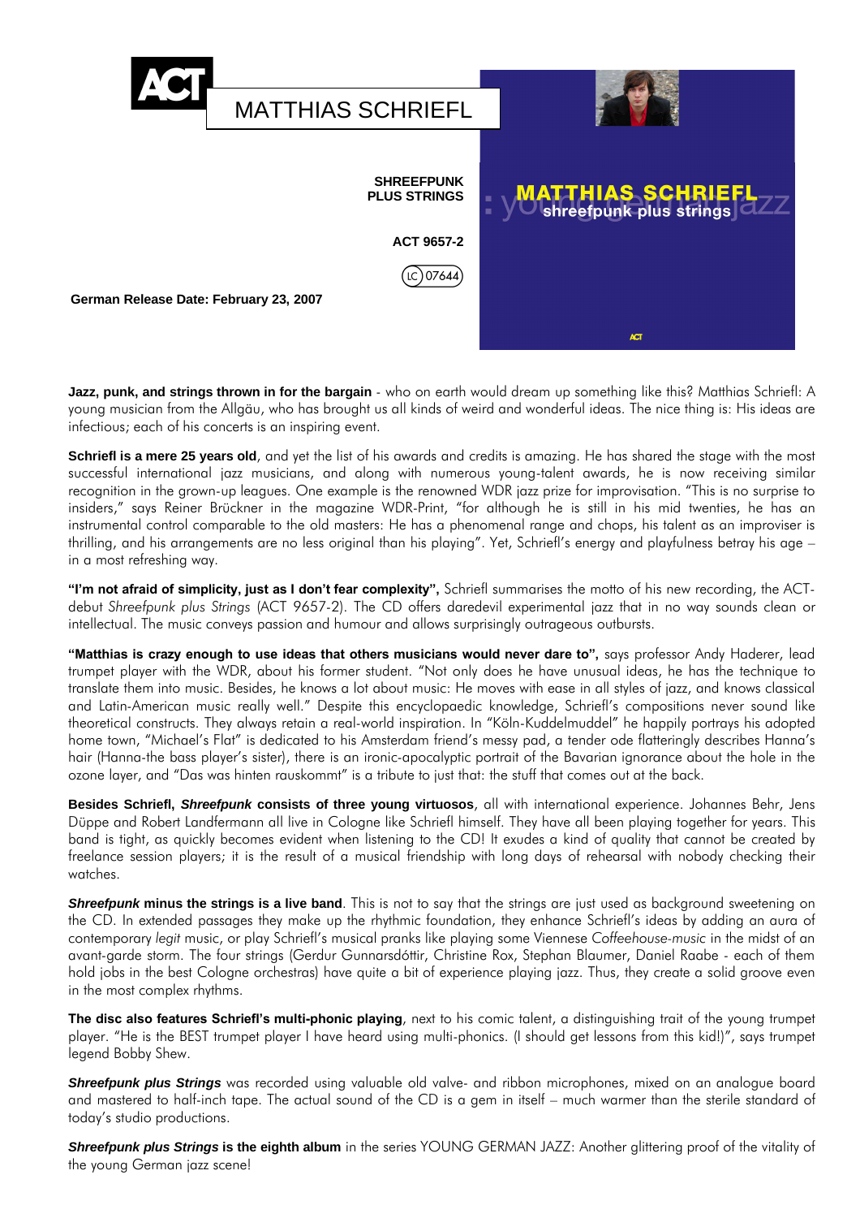ACT

# MATTHIAS SCHRIEFL

**SHREEFPUNK PLUS STRINGS**

**ACT 9657-2**

LC 07644

**German Release Date: February 23, 2007**

MATTHIAS SCHRIEFL
shreefpunk plus strings
young german jazz

**Jazz, punk, and strings thrown in for the bargain** - who on earth would dream up something like this? Matthias Schriefl: A young musician from the Allgäu, who has brought us all kinds of weird and wonderful ideas. The nice thing is: His ideas are infectious; each of his concerts is an inspiring event.

**Schriefl is a mere 25 years old**, and yet the list of his awards and credits is amazing. He has shared the stage with the most successful international jazz musicians, and along with numerous young-talent awards, he is now receiving similar recognition in the grown-up leagues. One example is the renowned WDR jazz prize for improvisation. "This is no surprise to insiders," says Reiner Brückner in the magazine WDR-Print, "for although he is still in his mid twenties, he has an instrumental control comparable to the old masters: He has a phenomenal range and chops, his talent as an improviser is thrilling, and his arrangements are no less original than his playing". Yet, Schriefl's energy and playfulness betray his age – in a most refreshing way.

**"I'm not afraid of simplicity, just as I don't fear complexity",** Schriefl summarises the motto of his new recording, the ACT-debut *Shreefpunk plus Strings* (ACT 9657-2). The CD offers daredevil experimental jazz that in no way sounds clean or intellectual. The music conveys passion and humour and allows surprisingly outrageous outbursts.

**"Matthias is crazy enough to use ideas that others musicians would never dare to",** says professor Andy Haderer, lead trumpet player with the WDR, about his former student. "Not only does he have unusual ideas, he has the technique to translate them into music. Besides, he knows a lot about music: He moves with ease in all styles of jazz, and knows classical and Latin-American music really well." Despite this encyclopaedic knowledge, Schriefl's compositions never sound like theoretical constructs. They always retain a real-world inspiration. In "Köln-Kuddelmuddel" he happily portrays his adopted home town, "Michael's Flat" is dedicated to his Amsterdam friend's messy pad, a tender ode flatteringly describes Hanna's hair (Hanna-the bass player's sister), there is an ironic-apocalyptic portrait of the Bavarian ignorance about the hole in the ozone layer, and "Das was hinten rauskommt" is a tribute to just that: the stuff that comes out at the back.

**Besides Schriefl, *Shreefpunk* consists of three young virtuosos**, all with international experience. Johannes Behr, Jens Düppe and Robert Landfermann all live in Cologne like Schriefl himself. They have all been playing together for years. This band is tight, as quickly becomes evident when listening to the CD! It exudes a kind of quality that cannot be created by freelance session players; it is the result of a musical friendship with long days of rehearsal with nobody checking their watches.

***Shreefpunk* minus the strings is a live band**. This is not to say that the strings are just used as background sweetening on the CD. In extended passages they make up the rhythmic foundation, they enhance Schriefl's ideas by adding an aura of contemporary *legit* music, or play Schriefl's musical pranks like playing some Viennese *Coffeehouse-music* in the midst of an avant-garde storm. The four strings (Gerdur Gunnarsdóttir, Christine Rox, Stephan Blaumer, Daniel Raabe - each of them hold jobs in the best Cologne orchestras) have quite a bit of experience playing jazz. Thus, they create a solid groove even in the most complex rhythms.

**The disc also features Schriefl's multi-phonic playing**, next to his comic talent, a distinguishing trait of the young trumpet player. "He is the BEST trumpet player I have heard using multi-phonics. (I should get lessons from this kid!)", says trumpet legend Bobby Shew.

***Shreefpunk plus Strings*** was recorded using valuable old valve- and ribbon microphones, mixed on an analogue board and mastered to half-inch tape. The actual sound of the CD is a gem in itself – much warmer than the sterile standard of today's studio productions.

***Shreefpunk plus Strings* is the eighth album** in the series YOUNG GERMAN JAZZ: Another glittering proof of the vitality of the young German jazz scene!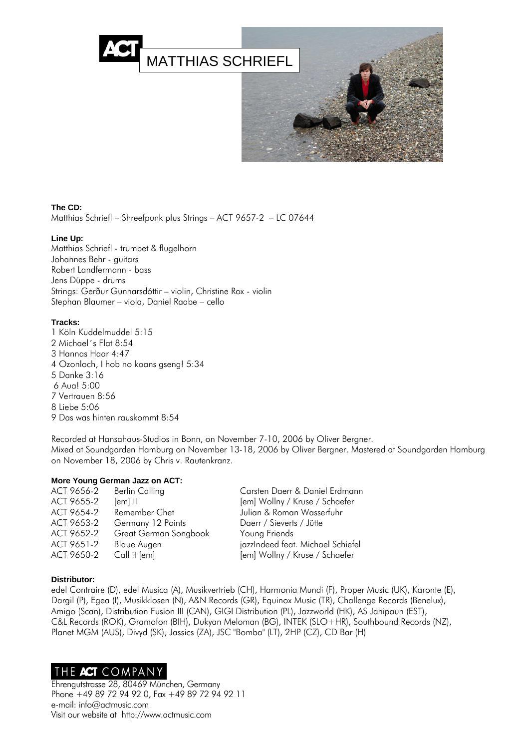ACT

# MATTHIAS SCHRIEFL

**The CD:**
Matthias Schriefl – Shreefpunk plus Strings – ACT 9657-2 – LC 07644

**Line Up:**
Matthias Schriefl - trumpet & flugelhorn
Johannes Behr - guitars
Robert Landfermann - bass
Jens Düppe - drums
Strings: Gerður Gunnarsdóttir – violin, Christine Rox - violin
Stephan Blaumer – viola, Daniel Raabe – cello

**Tracks:**
1 Köln Kuddelmuddel 5:15
2 Michael´s Flat 8:54
3 Hannas Haar 4:47
4 Ozonloch, I hob no koans gseng! 5:34
5 Danke 3:16
6 Aua! 5:00
7 Vertrauen 8:56
8 Liebe 5:06
9 Das was hinten rauskommt 8:54

Recorded at Hansahaus-Studios in Bonn, on November 7-10, 2006 by Oliver Bergner.
Mixed at Soundgarden Hamburg on November 13-18, 2006 by Oliver Bergner. Mastered at Soundgarden Hamburg on November 18, 2006 by Chris v. Rautenkranz.

**More Young German Jazz on ACT:**

| | | |
|---|---|---|
| ACT 9656-2 | Berlin Calling | Carsten Daerr & Daniel Erdmann |
| ACT 9655-2 | [em] II | [em] Wollny / Kruse / Schaefer |
| ACT 9654-2 | Remember Chet | Julian & Roman Wasserfuhr |
| ACT 9653-2 | Germany 12 Points | Daerr / Sieverts / Jütte |
| ACT 9652-2 | Great German Songbook | Young Friends |
| ACT 9651-2 | Blaue Augen | jazzIndeed feat. Michael Schiefel |
| ACT 9650-2 | Call it [em] | [em] Wollny / Kruse / Schaefer |

**Distributor:**
edel Contraire (D), edel Musica (A), Musikvertrieb (CH), Harmonia Mundi (F), Proper Music (UK), Karonte (E), Dargil (P), Egea (I), Musikklosen (N), A&N Records (GR), Equinox Music (TR), Challenge Records (Benelux), Amigo (Scan), Distribution Fusion III (CAN), GIGI Distribution (PL), Jazzworld (HK), AS Jahipaun (EST), C&L Records (ROK), Gramofon (BIH), Dukyan Meloman (BG), INTEK (SLO+HR), Southbound Records (NZ), Planet MGM (AUS), Divyd (SK), Jassics (ZA), JSC "Bomba" (LT), 2HP (CZ), CD Bar (H)

THE ACT COMPANY
Ehrengutstrasse 28, 80469 München, Germany
Phone +49 89 72 94 92 0, Fax +49 89 72 94 92 11
e-mail: info@actmusic.com
Visit our website at http://www.actmusic.com